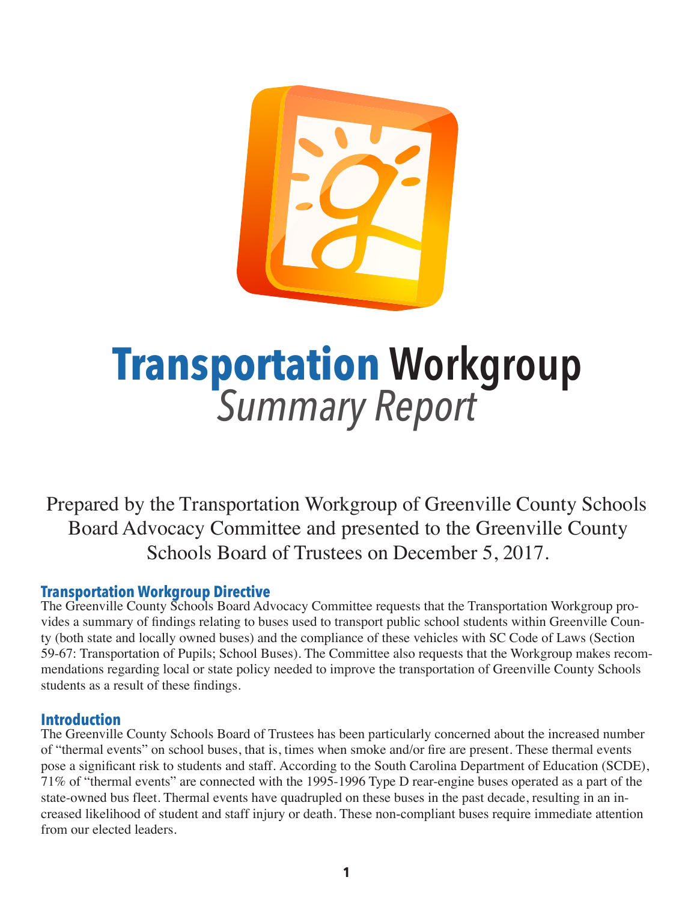# Transportation Workgroup
## *Summary Report*

Prepared by the Transportation Workgroup of Greenville County Schools Board Advocacy Committee and presented to the Greenville County Schools Board of Trustees on December 5, 2017.

### Transportation Workgroup Directive

The Greenville County Schools Board Advocacy Committee requests that the Transportation Workgroup provides a summary of findings relating to buses used to transport public school students within Greenville County (both state and locally owned buses) and the compliance of these vehicles with SC Code of Laws (Section 59-67: Transportation of Pupils; School Buses). The Committee also requests that the Workgroup makes recommendations regarding local or state policy needed to improve the transportation of Greenville County Schools students as a result of these findings.

### Introduction

The Greenville County Schools Board of Trustees has been particularly concerned about the increased number of "thermal events" on school buses, that is, times when smoke and/or fire are present. These thermal events pose a significant risk to students and staff. According to the South Carolina Department of Education (SCDE), 71% of "thermal events" are connected with the 1995-1996 Type D rear-engine buses operated as a part of the state-owned bus fleet. Thermal events have quadrupled on these buses in the past decade, resulting in an increased likelihood of student and staff injury or death. These non-compliant buses require immediate attention from our elected leaders.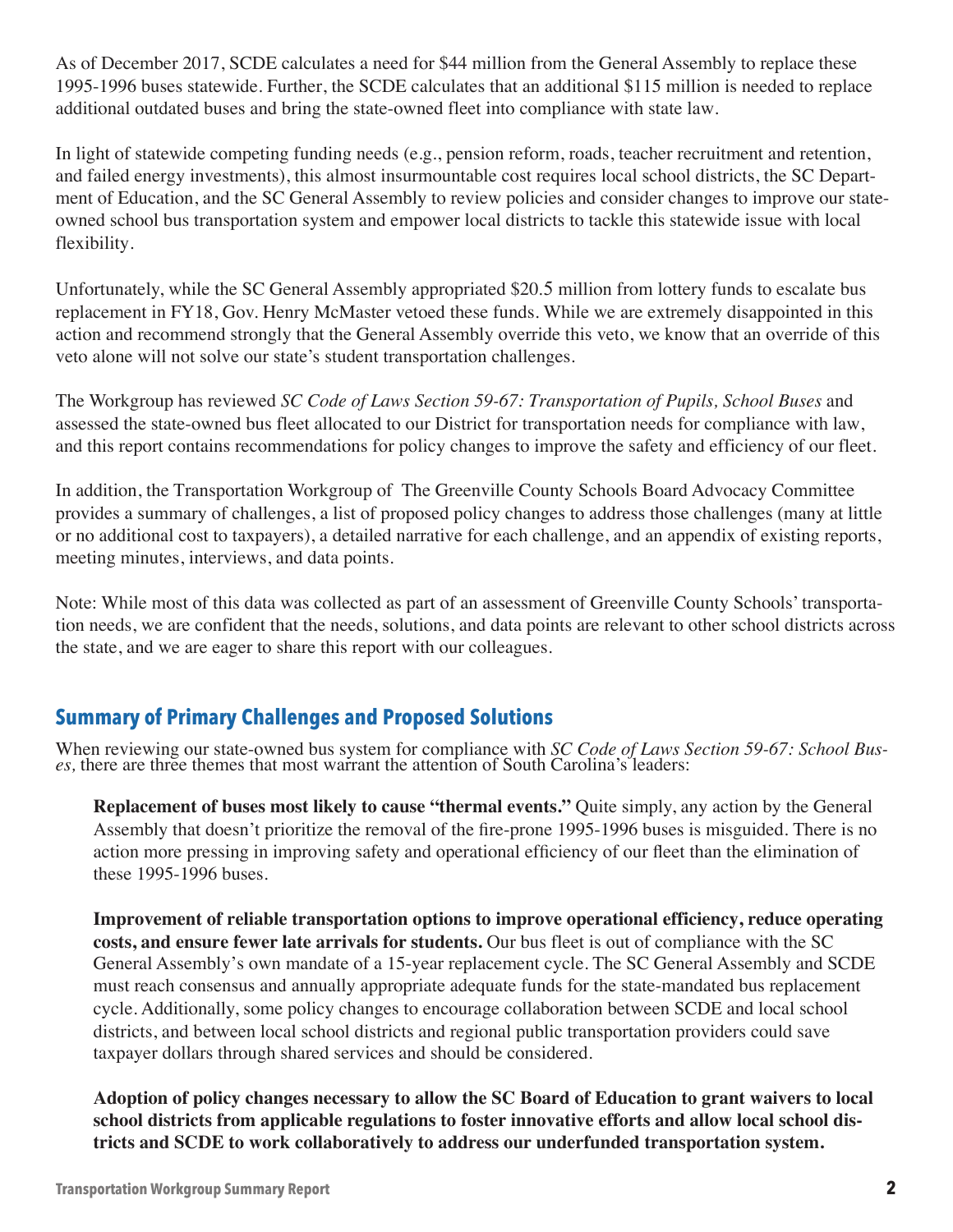As of December 2017, SCDE calculates a need for $44 million from the General Assembly to replace these 1995-1996 buses statewide. Further, the SCDE calculates that an additional $115 million is needed to replace additional outdated buses and bring the state-owned fleet into compliance with state law.

In light of statewide competing funding needs (e.g., pension reform, roads, teacher recruitment and retention, and failed energy investments), this almost insurmountable cost requires local school districts, the SC Department of Education, and the SC General Assembly to review policies and consider changes to improve our state-owned school bus transportation system and empower local districts to tackle this statewide issue with local flexibility.

Unfortunately, while the SC General Assembly appropriated $20.5 million from lottery funds to escalate bus replacement in FY18, Gov. Henry McMaster vetoed these funds. While we are extremely disappointed in this action and recommend strongly that the General Assembly override this veto, we know that an override of this veto alone will not solve our state's student transportation challenges.

The Workgroup has reviewed *SC Code of Laws Section 59-67: Transportation of Pupils, School Buses* and assessed the state-owned bus fleet allocated to our District for transportation needs for compliance with law, and this report contains recommendations for policy changes to improve the safety and efficiency of our fleet.

In addition, the Transportation Workgroup of The Greenville County Schools Board Advocacy Committee provides a summary of challenges, a list of proposed policy changes to address those challenges (many at little or no additional cost to taxpayers), a detailed narrative for each challenge, and an appendix of existing reports, meeting minutes, interviews, and data points.

Note: While most of this data was collected as part of an assessment of Greenville County Schools' transportation needs, we are confident that the needs, solutions, and data points are relevant to other school districts across the state, and we are eager to share this report with our colleagues.

## Summary of Primary Challenges and Proposed Solutions

When reviewing our state-owned bus system for compliance with *SC Code of Laws Section 59-67: School Buses,* there are three themes that most warrant the attention of South Carolina's leaders:

**Replacement of buses most likely to cause "thermal events."** Quite simply, any action by the General Assembly that doesn't prioritize the removal of the fire-prone 1995-1996 buses is misguided. There is no action more pressing in improving safety and operational efficiency of our fleet than the elimination of these 1995-1996 buses.

**Improvement of reliable transportation options to improve operational efficiency, reduce operating costs, and ensure fewer late arrivals for students.** Our bus fleet is out of compliance with the SC General Assembly's own mandate of a 15-year replacement cycle. The SC General Assembly and SCDE must reach consensus and annually appropriate adequate funds for the state-mandated bus replacement cycle. Additionally, some policy changes to encourage collaboration between SCDE and local school districts, and between local school districts and regional public transportation providers could save taxpayer dollars through shared services and should be considered.

**Adoption of policy changes necessary to allow the SC Board of Education to grant waivers to local school districts from applicable regulations to foster innovative efforts and allow local school districts and SCDE to work collaboratively to address our underfunded transportation system.**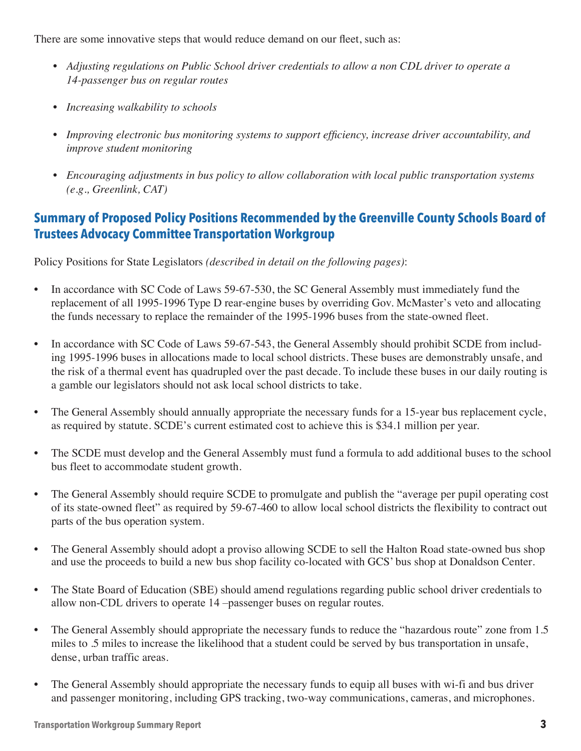There are some innovative steps that would reduce demand on our fleet, such as:

- *Adjusting regulations on Public School driver credentials to allow a non CDL driver to operate a 14-passenger bus on regular routes*
- *Increasing walkability to schools*
- *Improving electronic bus monitoring systems to support efficiency, increase driver accountability, and improve student monitoring*
- *Encouraging adjustments in bus policy to allow collaboration with local public transportation systems (e.g., Greenlink, CAT)*

## Summary of Proposed Policy Positions Recommended by the Greenville County Schools Board of Trustees Advocacy Committee Transportation Workgroup

Policy Positions for State Legislators *(described in detail on the following pages)*:

- In accordance with SC Code of Laws 59-67-530, the SC General Assembly must immediately fund the replacement of all 1995-1996 Type D rear-engine buses by overriding Gov. McMaster's veto and allocating the funds necessary to replace the remainder of the 1995-1996 buses from the state-owned fleet.
- In accordance with SC Code of Laws 59-67-543, the General Assembly should prohibit SCDE from including 1995-1996 buses in allocations made to local school districts. These buses are demonstrably unsafe, and the risk of a thermal event has quadrupled over the past decade. To include these buses in our daily routing is a gamble our legislators should not ask local school districts to take.
- The General Assembly should annually appropriate the necessary funds for a 15-year bus replacement cycle, as required by statute. SCDE's current estimated cost to achieve this is $34.1 million per year.
- The SCDE must develop and the General Assembly must fund a formula to add additional buses to the school bus fleet to accommodate student growth.
- The General Assembly should require SCDE to promulgate and publish the "average per pupil operating cost of its state-owned fleet" as required by 59-67-460 to allow local school districts the flexibility to contract out parts of the bus operation system.
- The General Assembly should adopt a proviso allowing SCDE to sell the Halton Road state-owned bus shop and use the proceeds to build a new bus shop facility co-located with GCS' bus shop at Donaldson Center.
- The State Board of Education (SBE) should amend regulations regarding public school driver credentials to allow non-CDL drivers to operate 14 –passenger buses on regular routes.
- The General Assembly should appropriate the necessary funds to reduce the "hazardous route" zone from 1.5 miles to .5 miles to increase the likelihood that a student could be served by bus transportation in unsafe, dense, urban traffic areas.
- The General Assembly should appropriate the necessary funds to equip all buses with wi-fi and bus driver and passenger monitoring, including GPS tracking, two-way communications, cameras, and microphones.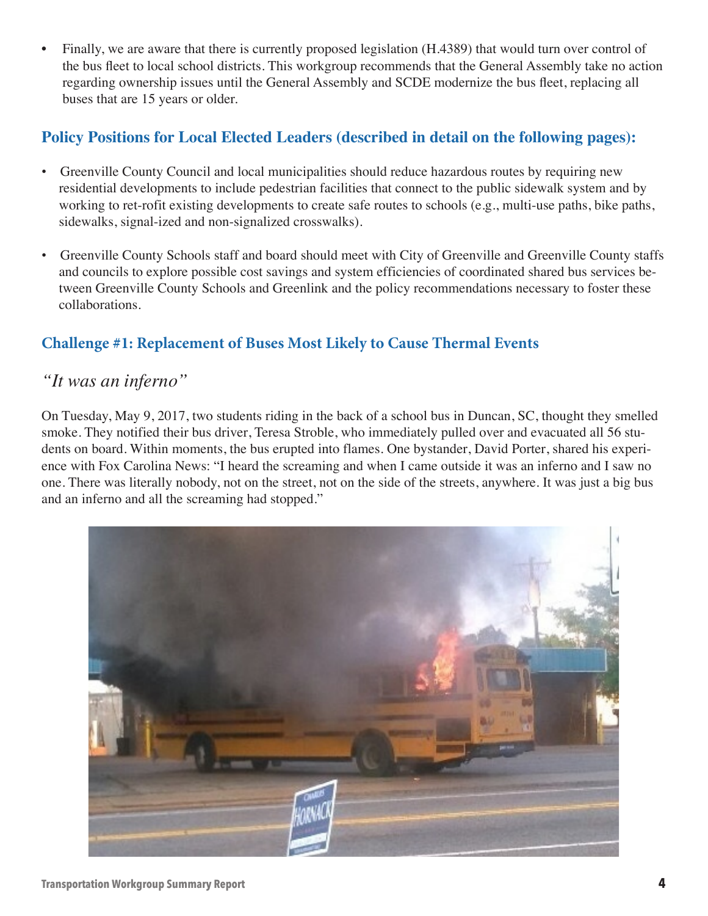- Finally, we are aware that there is currently proposed legislation (H.4389) that would turn over control of the bus fleet to local school districts. This workgroup recommends that the General Assembly take no action regarding ownership issues until the General Assembly and SCDE modernize the bus fleet, replacing all buses that are 15 years or older.

## Policy Positions for Local Elected Leaders (described in detail on the following pages):

- Greenville County Council and local municipalities should reduce hazardous routes by requiring new residential developments to include pedestrian facilities that connect to the public sidewalk system and by working to ret-rofit existing developments to create safe routes to schools (e.g., multi-use paths, bike paths, sidewalks, signal-ized and non-signalized crosswalks).

- Greenville County Schools staff and board should meet with City of Greenville and Greenville County staffs and councils to explore possible cost savings and system efficiencies of coordinated shared bus services between Greenville County Schools and Greenlink and the policy recommendations necessary to foster these collaborations.

## Challenge #1: Replacement of Buses Most Likely to Cause Thermal Events

### *"It was an inferno"*

On Tuesday, May 9, 2017, two students riding in the back of a school bus in Duncan, SC, thought they smelled smoke. They notified their bus driver, Teresa Stroble, who immediately pulled over and evacuated all 56 students on board. Within moments, the bus erupted into flames. One bystander, David Porter, shared his experience with Fox Carolina News: "I heard the screaming and when I came outside it was an inferno and I saw no one. There was literally nobody, not on the street, not on the side of the streets, anywhere. It was just a big bus and an inferno and all the screaming had stopped."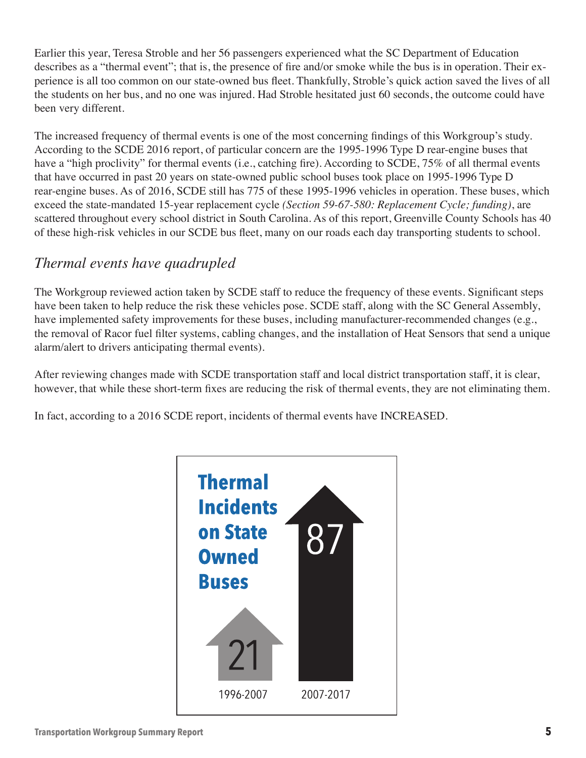Earlier this year, Teresa Stroble and her 56 passengers experienced what the SC Department of Education describes as a "thermal event"; that is, the presence of fire and/or smoke while the bus is in operation. Their experience is all too common on our state-owned bus fleet. Thankfully, Stroble's quick action saved the lives of all the students on her bus, and no one was injured. Had Stroble hesitated just 60 seconds, the outcome could have been very different.

The increased frequency of thermal events is one of the most concerning findings of this Workgroup's study. According to the SCDE 2016 report, of particular concern are the 1995-1996 Type D rear-engine buses that have a "high proclivity" for thermal events (i.e., catching fire). According to SCDE, 75% of all thermal events that have occurred in past 20 years on state-owned public school buses took place on 1995-1996 Type D rear-engine buses. As of 2016, SCDE still has 775 of these 1995-1996 vehicles in operation. These buses, which exceed the state-mandated 15-year replacement cycle *(Section 59-67-580: Replacement Cycle; funding)*, are scattered throughout every school district in South Carolina. As of this report, Greenville County Schools has 40 of these high-risk vehicles in our SCDE bus fleet, many on our roads each day transporting students to school.

## *Thermal events have quadrupled*

The Workgroup reviewed action taken by SCDE staff to reduce the frequency of these events. Significant steps have been taken to help reduce the risk these vehicles pose. SCDE staff, along with the SC General Assembly, have implemented safety improvements for these buses, including manufacturer-recommended changes (e.g., the removal of Racor fuel filter systems, cabling changes, and the installation of Heat Sensors that send a unique alarm/alert to drivers anticipating thermal events).

After reviewing changes made with SCDE transportation staff and local district transportation staff, it is clear, however, that while these short-term fixes are reducing the risk of thermal events, they are not eliminating them.

In fact, according to a 2016 SCDE report, incidents of thermal events have INCREASED.

**Thermal Incidents on State Owned Buses**

| Period | Thermal Incidents |
|---|---|
| 1996-2007 | 21 |
| 2007-2017 | 87 |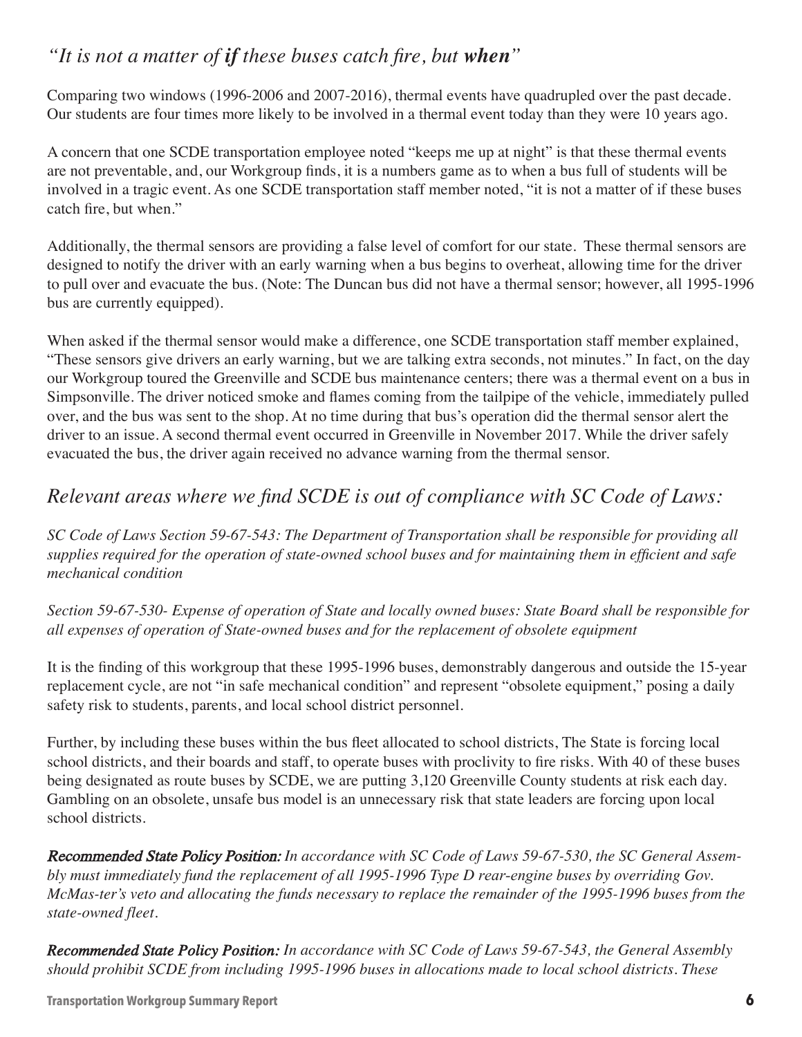## *"It is not a matter of **if** these buses catch fire, but **when**"*

Comparing two windows (1996-2006 and 2007-2016), thermal events have quadrupled over the past decade. Our students are four times more likely to be involved in a thermal event today than they were 10 years ago.

A concern that one SCDE transportation employee noted "keeps me up at night" is that these thermal events are not preventable, and, our Workgroup finds, it is a numbers game as to when a bus full of students will be involved in a tragic event. As one SCDE transportation staff member noted, "it is not a matter of if these buses catch fire, but when."

Additionally, the thermal sensors are providing a false level of comfort for our state. These thermal sensors are designed to notify the driver with an early warning when a bus begins to overheat, allowing time for the driver to pull over and evacuate the bus. (Note: The Duncan bus did not have a thermal sensor; however, all 1995-1996 bus are currently equipped).

When asked if the thermal sensor would make a difference, one SCDE transportation staff member explained, "These sensors give drivers an early warning, but we are talking extra seconds, not minutes." In fact, on the day our Workgroup toured the Greenville and SCDE bus maintenance centers; there was a thermal event on a bus in Simpsonville. The driver noticed smoke and flames coming from the tailpipe of the vehicle, immediately pulled over, and the bus was sent to the shop. At no time during that bus's operation did the thermal sensor alert the driver to an issue. A second thermal event occurred in Greenville in November 2017. While the driver safely evacuated the bus, the driver again received no advance warning from the thermal sensor.

## *Relevant areas where we find SCDE is out of compliance with SC Code of Laws:*

*SC Code of Laws Section 59-67-543: The Department of Transportation shall be responsible for providing all supplies required for the operation of state-owned school buses and for maintaining them in efficient and safe mechanical condition*

*Section 59-67-530- Expense of operation of State and locally owned buses: State Board shall be responsible for all expenses of operation of State-owned buses and for the replacement of obsolete equipment*

It is the finding of this workgroup that these 1995-1996 buses, demonstrably dangerous and outside the 15-year replacement cycle, are not "in safe mechanical condition" and represent "obsolete equipment," posing a daily safety risk to students, parents, and local school district personnel.

Further, by including these buses within the bus fleet allocated to school districts, The State is forcing local school districts, and their boards and staff, to operate buses with proclivity to fire risks. With 40 of these buses being designated as route buses by SCDE, we are putting 3,120 Greenville County students at risk each day. Gambling on an obsolete, unsafe bus model is an unnecessary risk that state leaders are forcing upon local school districts.

***Recommended State Policy Position:*** *In accordance with SC Code of Laws 59-67-530, the SC General Assembly must immediately fund the replacement of all 1995-1996 Type D rear-engine buses by overriding Gov. McMas-ter's veto and allocating the funds necessary to replace the remainder of the 1995-1996 buses from the state-owned fleet.*

***Recommended State Policy Position:*** *In accordance with SC Code of Laws 59-67-543, the General Assembly should prohibit SCDE from including 1995-1996 buses in allocations made to local school districts. These*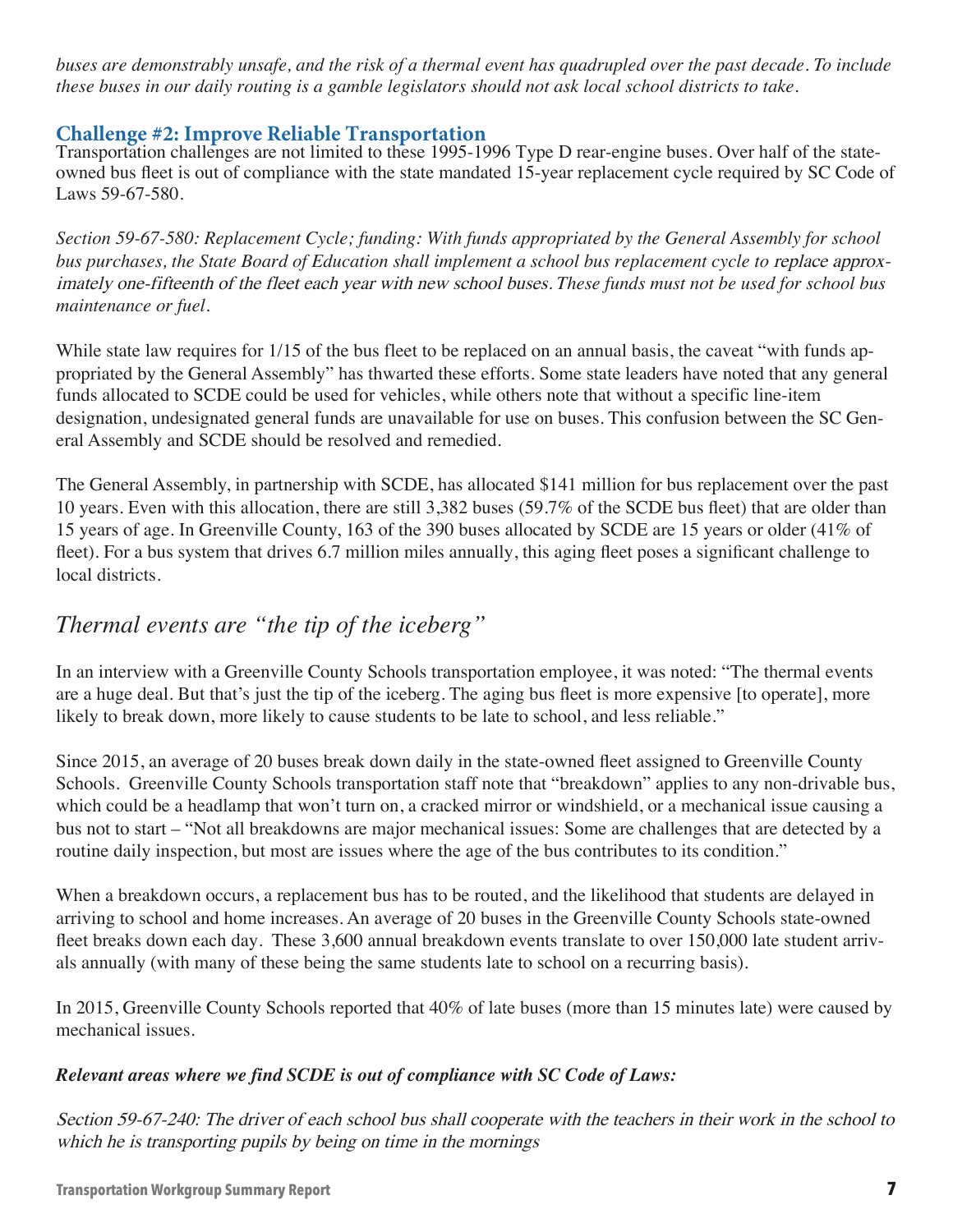*buses are demonstrably unsafe, and the risk of a thermal event has quadrupled over the past decade. To include these buses in our daily routing is a gamble legislators should not ask local school districts to take.*

### Challenge #2: Improve Reliable Transportation

Transportation challenges are not limited to these 1995-1996 Type D rear-engine buses. Over half of the state-owned bus fleet is out of compliance with the state mandated 15-year replacement cycle required by SC Code of Laws 59-67-580.

*Section 59-67-580: Replacement Cycle; funding: With funds appropriated by the General Assembly for school bus purchases, the State Board of Education shall implement a school bus replacement cycle to replace approximately one-fifteenth of the fleet each year with new school buses. These funds must not be used for school bus maintenance or fuel.*

While state law requires for 1/15 of the bus fleet to be replaced on an annual basis, the caveat "with funds appropriated by the General Assembly" has thwarted these efforts. Some state leaders have noted that any general funds allocated to SCDE could be used for vehicles, while others note that without a specific line-item designation, undesignated general funds are unavailable for use on buses. This confusion between the SC General Assembly and SCDE should be resolved and remedied.

The General Assembly, in partnership with SCDE, has allocated $141 million for bus replacement over the past 10 years. Even with this allocation, there are still 3,382 buses (59.7% of the SCDE bus fleet) that are older than 15 years of age. In Greenville County, 163 of the 390 buses allocated by SCDE are 15 years or older (41% of fleet). For a bus system that drives 6.7 million miles annually, this aging fleet poses a significant challenge to local districts.

## *Thermal events are "the tip of the iceberg"*

In an interview with a Greenville County Schools transportation employee, it was noted: "The thermal events are a huge deal. But that's just the tip of the iceberg. The aging bus fleet is more expensive [to operate], more likely to break down, more likely to cause students to be late to school, and less reliable."

Since 2015, an average of 20 buses break down daily in the state-owned fleet assigned to Greenville County Schools. Greenville County Schools transportation staff note that "breakdown" applies to any non-drivable bus, which could be a headlamp that won't turn on, a cracked mirror or windshield, or a mechanical issue causing a bus not to start – "Not all breakdowns are major mechanical issues: Some are challenges that are detected by a routine daily inspection, but most are issues where the age of the bus contributes to its condition."

When a breakdown occurs, a replacement bus has to be routed, and the likelihood that students are delayed in arriving to school and home increases. An average of 20 buses in the Greenville County Schools state-owned fleet breaks down each day. These 3,600 annual breakdown events translate to over 150,000 late student arrivals annually (with many of these being the same students late to school on a recurring basis).

In 2015, Greenville County Schools reported that 40% of late buses (more than 15 minutes late) were caused by mechanical issues.

***Relevant areas where we find SCDE is out of compliance with SC Code of Laws:***

*Section 59-67-240: The driver of each school bus shall cooperate with the teachers in their work in the school to which he is transporting pupils by being on time in the mornings*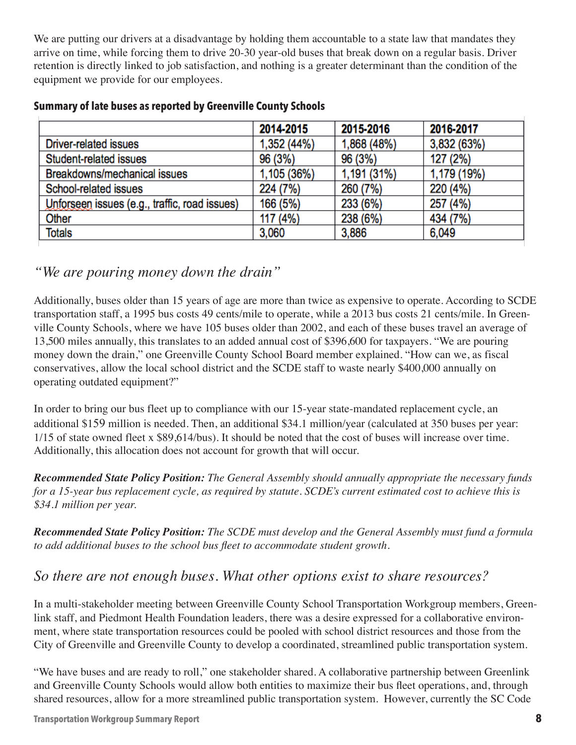We are putting our drivers at a disadvantage by holding them accountable to a state law that mandates they arrive on time, while forcing them to drive 20-30 year-old buses that break down on a regular basis. Driver retention is directly linked to job satisfaction, and nothing is a greater determinant than the condition of the equipment we provide for our employees.

**Summary of late buses as reported by Greenville County Schools**

| | 2014-2015 | 2015-2016 | 2016-2017 |
|---|---|---|---|
| Driver-related issues | 1,352 (44%) | 1,868 (48%) | 3,832 (63%) |
| Student-related issues | 96 (3%) | 96 (3%) | 127 (2%) |
| Breakdowns/mechanical issues | 1,105 (36%) | 1,191 (31%) | 1,179 (19%) |
| School-related issues | 224 (7%) | 260 (7%) | 220 (4%) |
| Unforseen issues (e.g., traffic, road issues) | 166 (5%) | 233 (6%) | 257 (4%) |
| Other | 117 (4%) | 238 (6%) | 434 (7%) |
| Totals | 3,060 | 3,886 | 6,049 |

## *"We are pouring money down the drain"*

Additionally, buses older than 15 years of age are more than twice as expensive to operate. According to SCDE transportation staff, a 1995 bus costs 49 cents/mile to operate, while a 2013 bus costs 21 cents/mile. In Greenville County Schools, where we have 105 buses older than 2002, and each of these buses travel an average of 13,500 miles annually, this translates to an added annual cost of $396,600 for taxpayers. "We are pouring money down the drain," one Greenville County School Board member explained. "How can we, as fiscal conservatives, allow the local school district and the SCDE staff to waste nearly $400,000 annually on operating outdated equipment?"

In order to bring our bus fleet up to compliance with our 15-year state-mandated replacement cycle, an additional $159 million is needed. Then, an additional $34.1 million/year (calculated at 350 buses per year: 1/15 of state owned fleet x $89,614/bus). It should be noted that the cost of buses will increase over time. Additionally, this allocation does not account for growth that will occur.

***Recommended State Policy Position:*** *The General Assembly should annually appropriate the necessary funds for a 15-year bus replacement cycle, as required by statute. SCDE's current estimated cost to achieve this is $34.1 million per year.*

***Recommended State Policy Position:*** *The SCDE must develop and the General Assembly must fund a formula to add additional buses to the school bus fleet to accommodate student growth.*

## *So there are not enough buses. What other options exist to share resources?*

In a multi-stakeholder meeting between Greenville County School Transportation Workgroup members, Greenlink staff, and Piedmont Health Foundation leaders, there was a desire expressed for a collaborative environment, where state transportation resources could be pooled with school district resources and those from the City of Greenville and Greenville County to develop a coordinated, streamlined public transportation system.

"We have buses and are ready to roll," one stakeholder shared. A collaborative partnership between Greenlink and Greenville County Schools would allow both entities to maximize their bus fleet operations, and, through shared resources, allow for a more streamlined public transportation system. However, currently the SC Code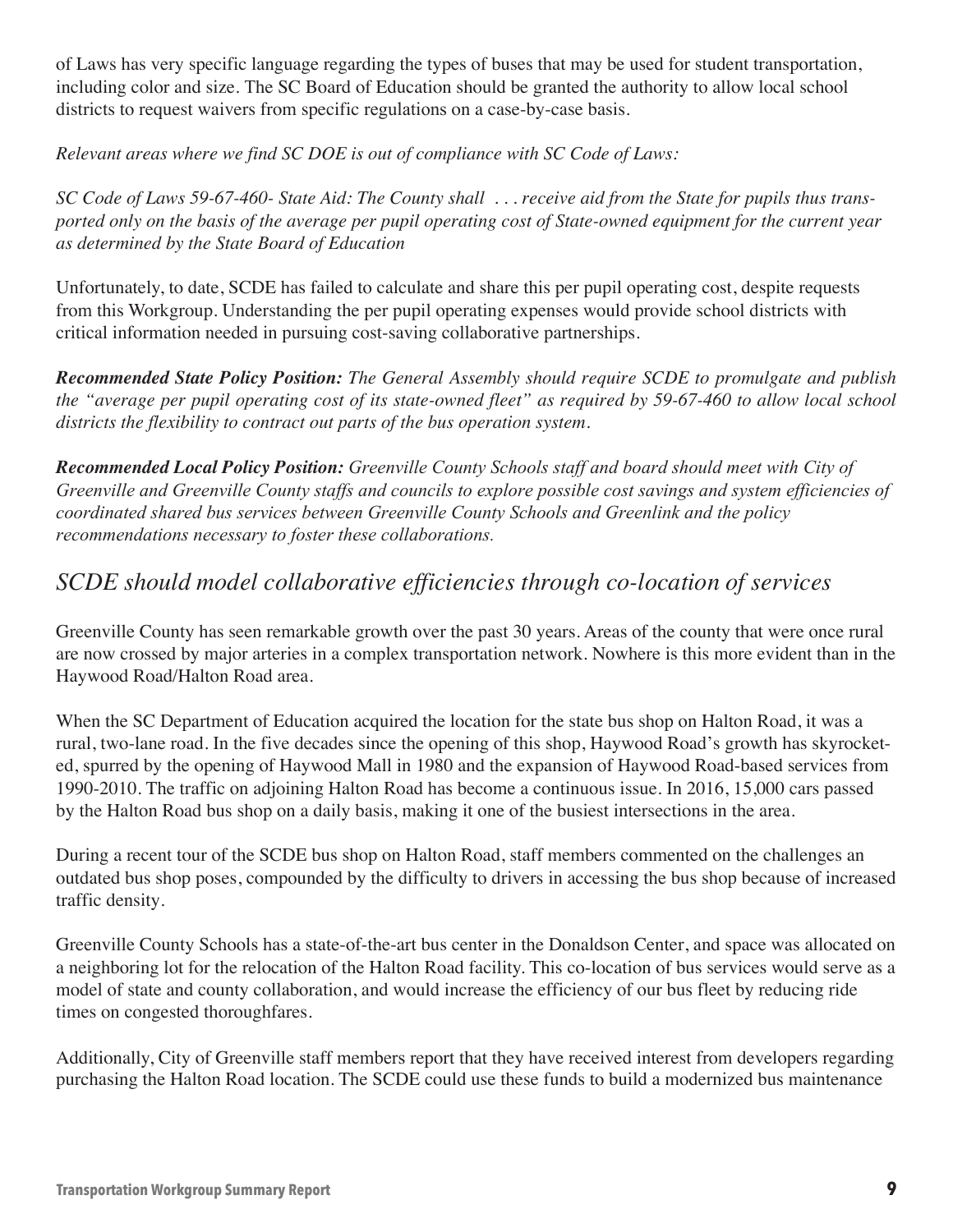of Laws has very specific language regarding the types of buses that may be used for student transportation, including color and size. The SC Board of Education should be granted the authority to allow local school districts to request waivers from specific regulations on a case-by-case basis.

*Relevant areas where we find SC DOE is out of compliance with SC Code of Laws:*

*SC Code of Laws 59-67-460- State Aid: The County shall . . . receive aid from the State for pupils thus transported only on the basis of the average per pupil operating cost of State-owned equipment for the current year as determined by the State Board of Education*

Unfortunately, to date, SCDE has failed to calculate and share this per pupil operating cost, despite requests from this Workgroup. Understanding the per pupil operating expenses would provide school districts with critical information needed in pursuing cost-saving collaborative partnerships.

***Recommended State Policy Position:*** *The General Assembly should require SCDE to promulgate and publish the "average per pupil operating cost of its state-owned fleet" as required by 59-67-460 to allow local school districts the flexibility to contract out parts of the bus operation system.*

***Recommended Local Policy Position:*** *Greenville County Schools staff and board should meet with City of Greenville and Greenville County staffs and councils to explore possible cost savings and system efficiencies of coordinated shared bus services between Greenville County Schools and Greenlink and the policy recommendations necessary to foster these collaborations.*

## *SCDE should model collaborative efficiencies through co-location of services*

Greenville County has seen remarkable growth over the past 30 years. Areas of the county that were once rural are now crossed by major arteries in a complex transportation network. Nowhere is this more evident than in the Haywood Road/Halton Road area.

When the SC Department of Education acquired the location for the state bus shop on Halton Road, it was a rural, two-lane road. In the five decades since the opening of this shop, Haywood Road's growth has skyrocketed, spurred by the opening of Haywood Mall in 1980 and the expansion of Haywood Road-based services from 1990-2010. The traffic on adjoining Halton Road has become a continuous issue. In 2016, 15,000 cars passed by the Halton Road bus shop on a daily basis, making it one of the busiest intersections in the area.

During a recent tour of the SCDE bus shop on Halton Road, staff members commented on the challenges an outdated bus shop poses, compounded by the difficulty to drivers in accessing the bus shop because of increased traffic density.

Greenville County Schools has a state-of-the-art bus center in the Donaldson Center, and space was allocated on a neighboring lot for the relocation of the Halton Road facility. This co-location of bus services would serve as a model of state and county collaboration, and would increase the efficiency of our bus fleet by reducing ride times on congested thoroughfares.

Additionally, City of Greenville staff members report that they have received interest from developers regarding purchasing the Halton Road location. The SCDE could use these funds to build a modernized bus maintenance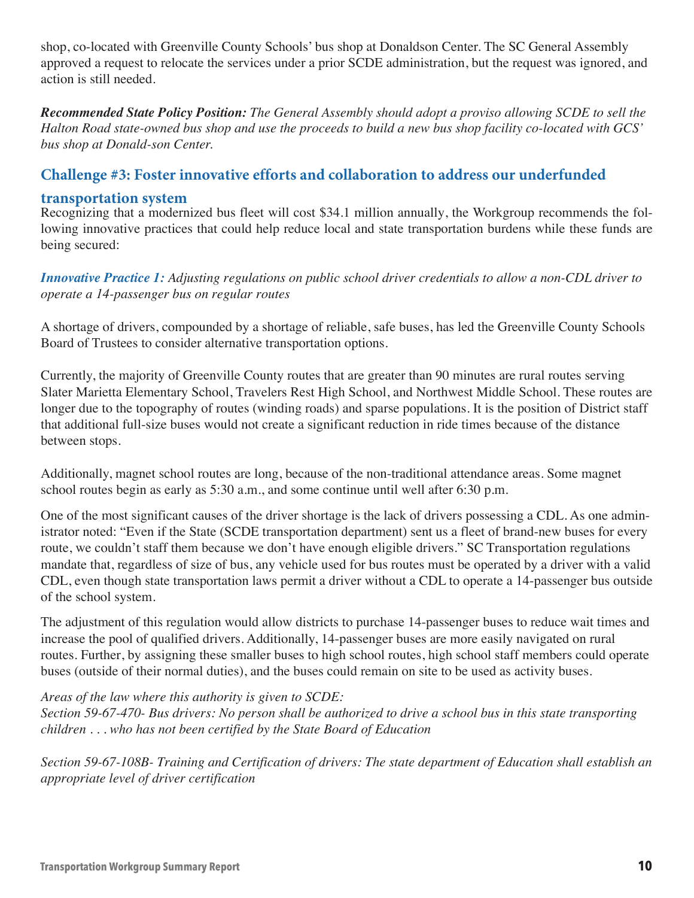shop, co-located with Greenville County Schools' bus shop at Donaldson Center. The SC General Assembly approved a request to relocate the services under a prior SCDE administration, but the request was ignored, and action is still needed.

***Recommended State Policy Position:*** *The General Assembly should adopt a proviso allowing SCDE to sell the Halton Road state-owned bus shop and use the proceeds to build a new bus shop facility co-located with GCS' bus shop at Donald-son Center.*

## Challenge #3: Foster innovative efforts and collaboration to address our underfunded transportation system

Recognizing that a modernized bus fleet will cost $34.1 million annually, the Workgroup recommends the following innovative practices that could help reduce local and state transportation burdens while these funds are being secured:

***Innovative Practice 1:*** *Adjusting regulations on public school driver credentials to allow a non-CDL driver to operate a 14-passenger bus on regular routes*

A shortage of drivers, compounded by a shortage of reliable, safe buses, has led the Greenville County Schools Board of Trustees to consider alternative transportation options.

Currently, the majority of Greenville County routes that are greater than 90 minutes are rural routes serving Slater Marietta Elementary School, Travelers Rest High School, and Northwest Middle School. These routes are longer due to the topography of routes (winding roads) and sparse populations. It is the position of District staff that additional full-size buses would not create a significant reduction in ride times because of the distance between stops.

Additionally, magnet school routes are long, because of the non-traditional attendance areas. Some magnet school routes begin as early as 5:30 a.m., and some continue until well after 6:30 p.m.

One of the most significant causes of the driver shortage is the lack of drivers possessing a CDL. As one administrator noted: "Even if the State (SCDE transportation department) sent us a fleet of brand-new buses for every route, we couldn't staff them because we don't have enough eligible drivers." SC Transportation regulations mandate that, regardless of size of bus, any vehicle used for bus routes must be operated by a driver with a valid CDL, even though state transportation laws permit a driver without a CDL to operate a 14-passenger bus outside of the school system.

The adjustment of this regulation would allow districts to purchase 14-passenger buses to reduce wait times and increase the pool of qualified drivers. Additionally, 14-passenger buses are more easily navigated on rural routes. Further, by assigning these smaller buses to high school routes, high school staff members could operate buses (outside of their normal duties), and the buses could remain on site to be used as activity buses.

*Areas of the law where this authority is given to SCDE:*
*Section 59-67-470- Bus drivers: No person shall be authorized to drive a school bus in this state transporting children . . . who has not been certified by the State Board of Education*

*Section 59-67-108B- Training and Certification of drivers: The state department of Education shall establish an appropriate level of driver certification*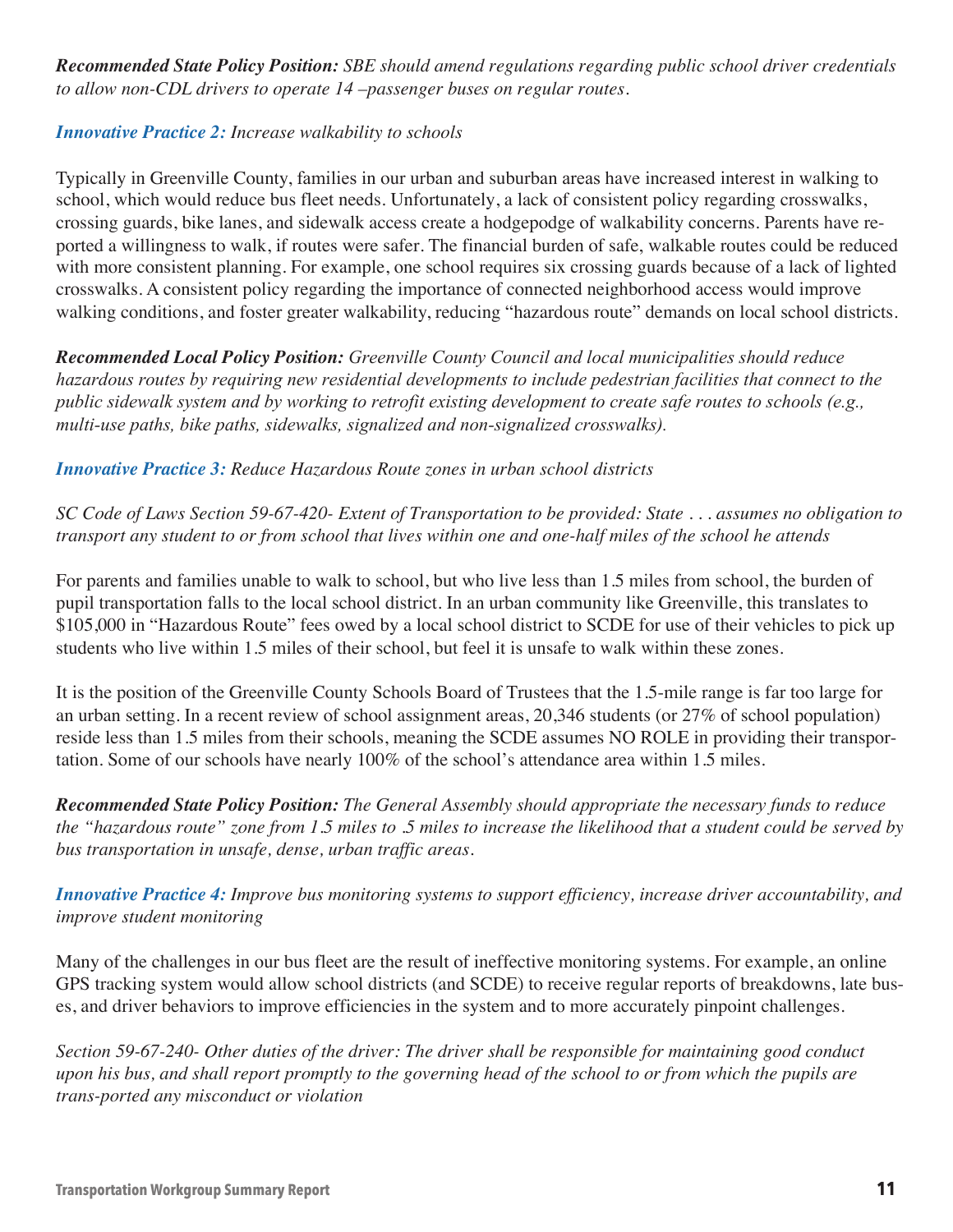***Recommended State Policy Position:*** *SBE should amend regulations regarding public school driver credentials to allow non-CDL drivers to operate 14 –passenger buses on regular routes.*

***Innovative Practice 2:*** *Increase walkability to schools*

Typically in Greenville County, families in our urban and suburban areas have increased interest in walking to school, which would reduce bus fleet needs. Unfortunately, a lack of consistent policy regarding crosswalks, crossing guards, bike lanes, and sidewalk access create a hodgepodge of walkability concerns. Parents have reported a willingness to walk, if routes were safer. The financial burden of safe, walkable routes could be reduced with more consistent planning. For example, one school requires six crossing guards because of a lack of lighted crosswalks. A consistent policy regarding the importance of connected neighborhood access would improve walking conditions, and foster greater walkability, reducing "hazardous route" demands on local school districts.

***Recommended Local Policy Position:*** *Greenville County Council and local municipalities should reduce hazardous routes by requiring new residential developments to include pedestrian facilities that connect to the public sidewalk system and by working to retrofit existing development to create safe routes to schools (e.g., multi-use paths, bike paths, sidewalks, signalized and non-signalized crosswalks).*

***Innovative Practice 3:*** *Reduce Hazardous Route zones in urban school districts*

*SC Code of Laws Section 59-67-420- Extent of Transportation to be provided: State . . . assumes no obligation to transport any student to or from school that lives within one and one-half miles of the school he attends*

For parents and families unable to walk to school, but who live less than 1.5 miles from school, the burden of pupil transportation falls to the local school district. In an urban community like Greenville, this translates to $105,000 in "Hazardous Route" fees owed by a local school district to SCDE for use of their vehicles to pick up students who live within 1.5 miles of their school, but feel it is unsafe to walk within these zones.

It is the position of the Greenville County Schools Board of Trustees that the 1.5-mile range is far too large for an urban setting. In a recent review of school assignment areas, 20,346 students (or 27% of school population) reside less than 1.5 miles from their schools, meaning the SCDE assumes NO ROLE in providing their transportation. Some of our schools have nearly 100% of the school's attendance area within 1.5 miles.

***Recommended State Policy Position:*** *The General Assembly should appropriate the necessary funds to reduce the "hazardous route" zone from 1.5 miles to .5 miles to increase the likelihood that a student could be served by bus transportation in unsafe, dense, urban traffic areas.*

***Innovative Practice 4:*** *Improve bus monitoring systems to support efficiency, increase driver accountability, and improve student monitoring*

Many of the challenges in our bus fleet are the result of ineffective monitoring systems. For example, an online GPS tracking system would allow school districts (and SCDE) to receive regular reports of breakdowns, late buses, and driver behaviors to improve efficiencies in the system and to more accurately pinpoint challenges.

*Section 59-67-240- Other duties of the driver: The driver shall be responsible for maintaining good conduct upon his bus, and shall report promptly to the governing head of the school to or from which the pupils are trans-ported any misconduct or violation*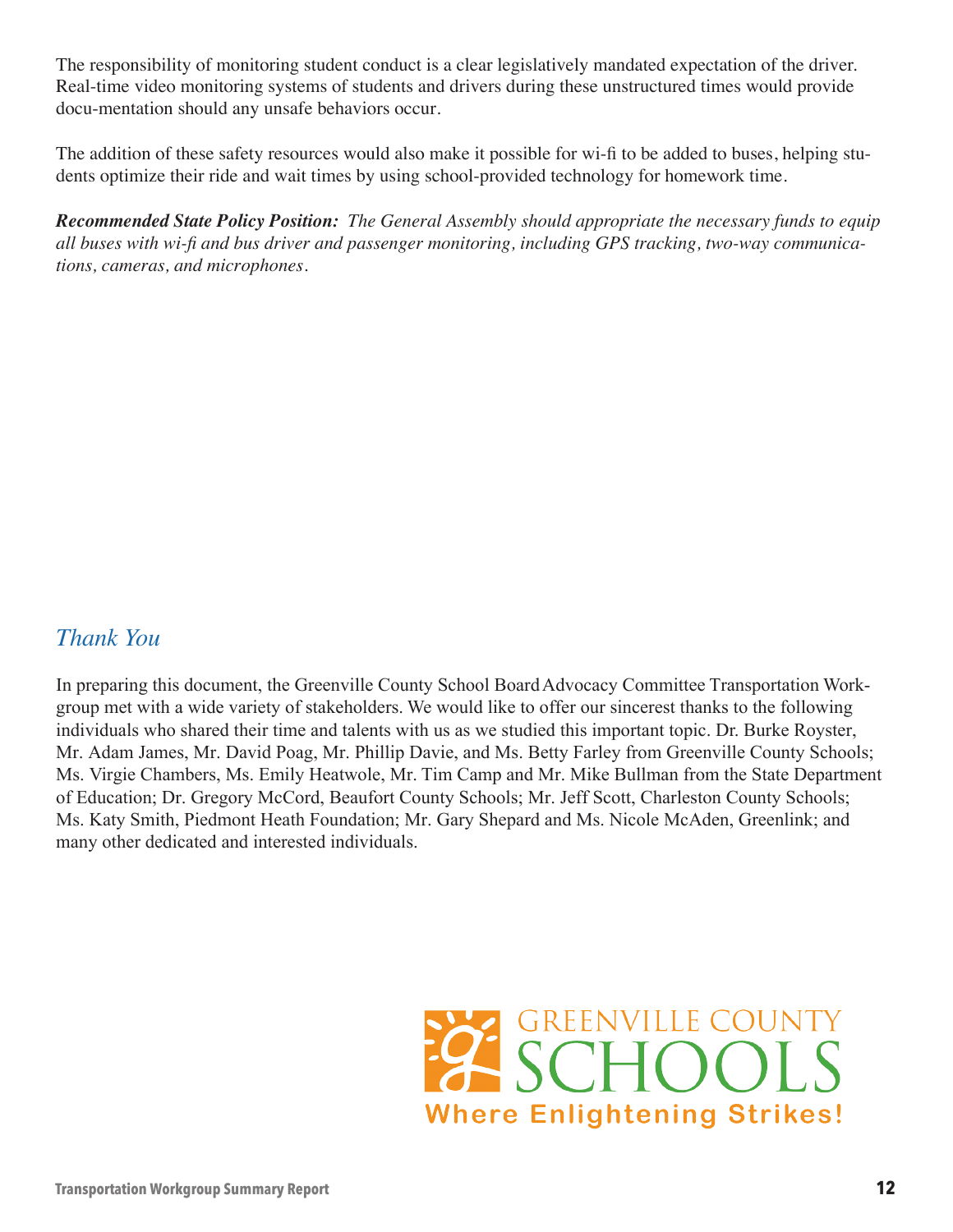The responsibility of monitoring student conduct is a clear legislatively mandated expectation of the driver. Real-time video monitoring systems of students and drivers during these unstructured times would provide docu-mentation should any unsafe behaviors occur.

The addition of these safety resources would also make it possible for wi-fi to be added to buses, helping students optimize their ride and wait times by using school-provided technology for homework time.

***Recommended State Policy Position:*** *The General Assembly should appropriate the necessary funds to equip all buses with wi-fi and bus driver and passenger monitoring, including GPS tracking, two-way communications, cameras, and microphones.*

## *Thank You*

In preparing this document, the Greenville County School Board Advocacy Committee Transportation Workgroup met with a wide variety of stakeholders. We would like to offer our sincerest thanks to the following individuals who shared their time and talents with us as we studied this important topic. Dr. Burke Royster, Mr. Adam James, Mr. David Poag, Mr. Phillip Davie, and Ms. Betty Farley from Greenville County Schools; Ms. Virgie Chambers, Ms. Emily Heatwole, Mr. Tim Camp and Mr. Mike Bullman from the State Department of Education; Dr. Gregory McCord, Beaufort County Schools; Mr. Jeff Scott, Charleston County Schools; Ms. Katy Smith, Piedmont Heath Foundation; Mr. Gary Shepard and Ms. Nicole McAden, Greenlink; and many other dedicated and interested individuals.

GREENVILLE COUNTY SCHOOLS

Where Enlightening Strikes!